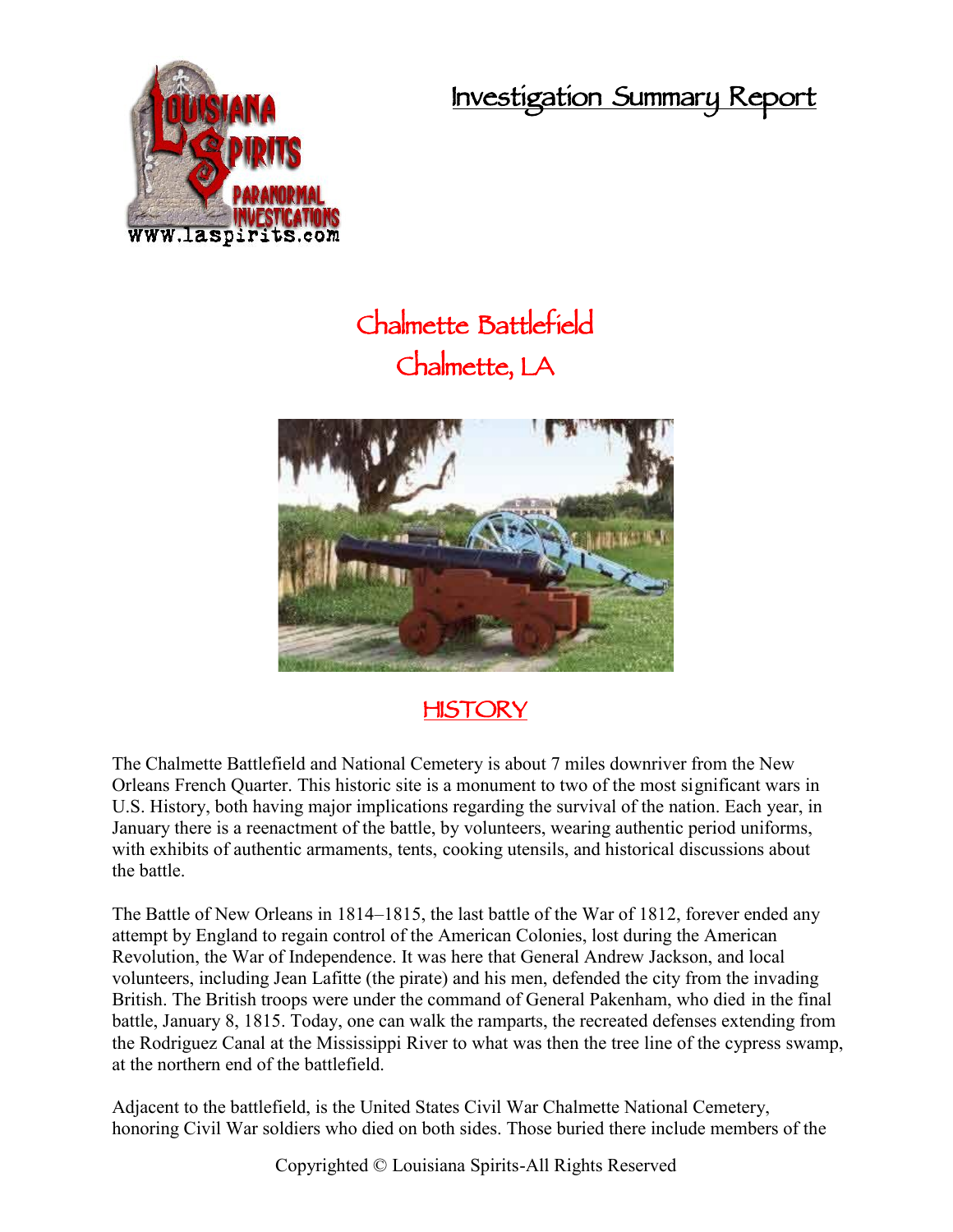# Investigation Summary Report

## Chalmette Battlefield
## Chalmette, LA

## HISTORY

The Chalmette Battlefield and National Cemetery is about 7 miles downriver from the New Orleans French Quarter. This historic site is a monument to two of the most significant wars in U.S. History, both having major implications regarding the survival of the nation. Each year, in January there is a reenactment of the battle, by volunteers, wearing authentic period uniforms, with exhibits of authentic armaments, tents, cooking utensils, and historical discussions about the battle.

The Battle of New Orleans in 1814–1815, the last battle of the War of 1812, forever ended any attempt by England to regain control of the American Colonies, lost during the American Revolution, the War of Independence. It was here that General Andrew Jackson, and local volunteers, including Jean Lafitte (the pirate) and his men, defended the city from the invading British. The British troops were under the command of General Pakenham, who died in the final battle, January 8, 1815. Today, one can walk the ramparts, the recreated defenses extending from the Rodriguez Canal at the Mississippi River to what was then the tree line of the cypress swamp, at the northern end of the battlefield.

Adjacent to the battlefield, is the United States Civil War Chalmette National Cemetery, honoring Civil War soldiers who died on both sides. Those buried there include members of the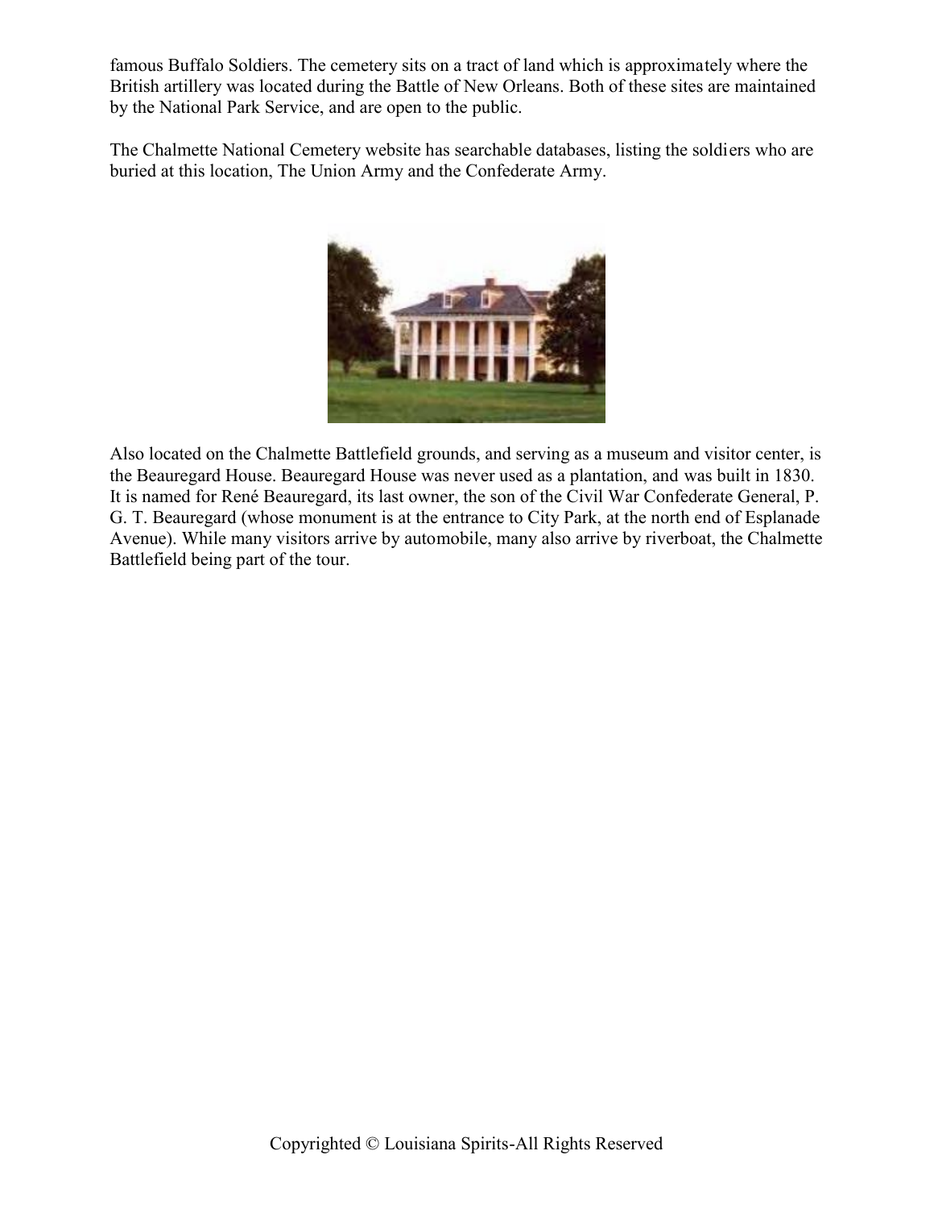famous Buffalo Soldiers. The cemetery sits on a tract of land which is approximately where the British artillery was located during the Battle of New Orleans. Both of these sites are maintained by the National Park Service, and are open to the public.

The Chalmette National Cemetery website has searchable databases, listing the soldiers who are buried at this location, The Union Army and the Confederate Army.

Also located on the Chalmette Battlefield grounds, and serving as a museum and visitor center, is the Beauregard House. Beauregard House was never used as a plantation, and was built in 1830. It is named for René Beauregard, its last owner, the son of the Civil War Confederate General, P. G. T. Beauregard (whose monument is at the entrance to City Park, at the north end of Esplanade Avenue). While many visitors arrive by automobile, many also arrive by riverboat, the Chalmette Battlefield being part of the tour.

Copyrighted © Louisiana Spirits-All Rights Reserved